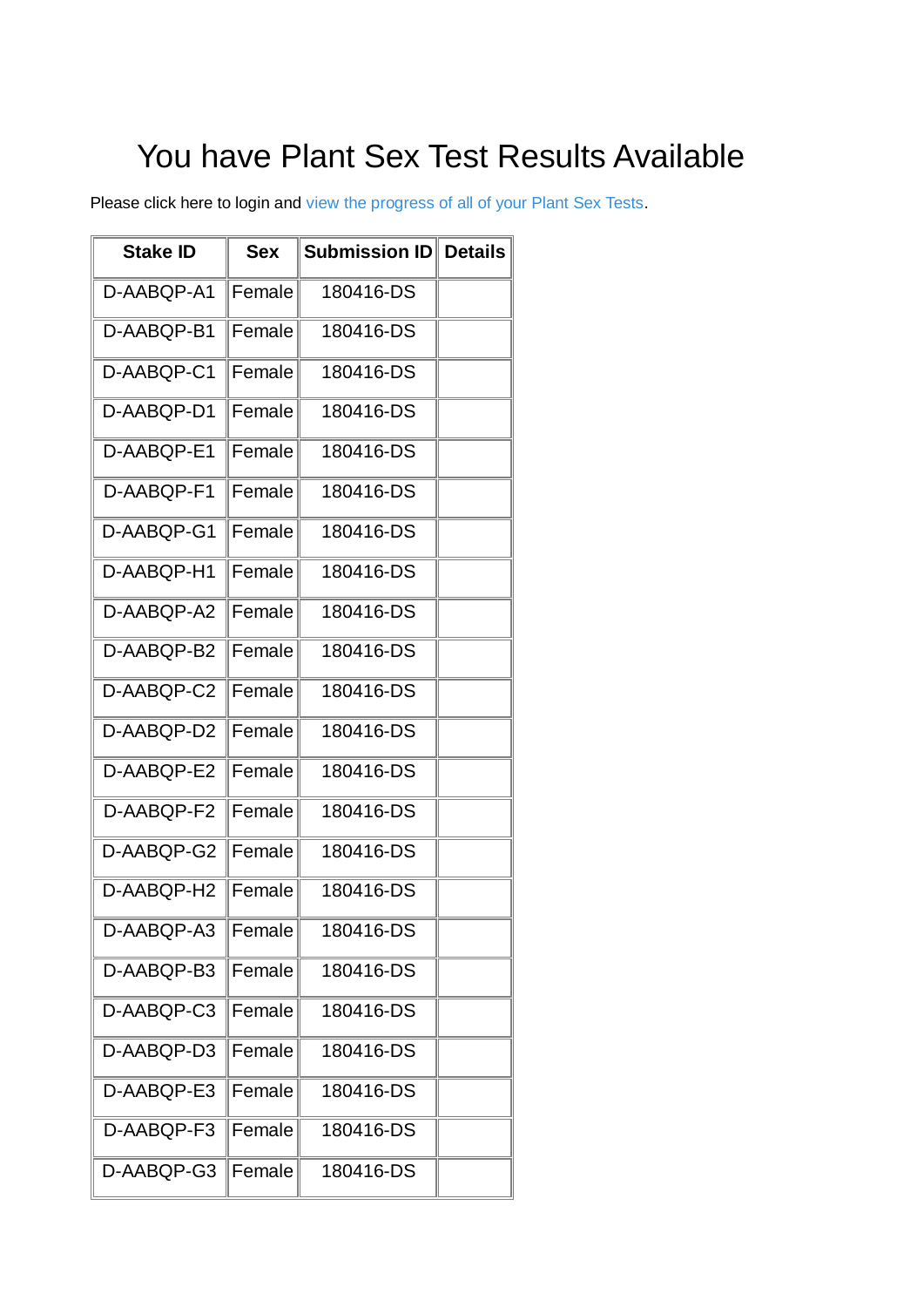# You have Plant Sex Test Results Available

Please click here to login and view the progress of all of your Plant Sex Tests.

| Stake ID | Sex | Submission ID | Details |
|---|---|---|---|
| D-AABQP-A1 | Female | 180416-DS | |
| D-AABQP-B1 | Female | 180416-DS | |
| D-AABQP-C1 | Female | 180416-DS | |
| D-AABQP-D1 | Female | 180416-DS | |
| D-AABQP-E1 | Female | 180416-DS | |
| D-AABQP-F1 | Female | 180416-DS | |
| D-AABQP-G1 | Female | 180416-DS | |
| D-AABQP-H1 | Female | 180416-DS | |
| D-AABQP-A2 | Female | 180416-DS | |
| D-AABQP-B2 | Female | 180416-DS | |
| D-AABQP-C2 | Female | 180416-DS | |
| D-AABQP-D2 | Female | 180416-DS | |
| D-AABQP-E2 | Female | 180416-DS | |
| D-AABQP-F2 | Female | 180416-DS | |
| D-AABQP-G2 | Female | 180416-DS | |
| D-AABQP-H2 | Female | 180416-DS | |
| D-AABQP-A3 | Female | 180416-DS | |
| D-AABQP-B3 | Female | 180416-DS | |
| D-AABQP-C3 | Female | 180416-DS | |
| D-AABQP-D3 | Female | 180416-DS | |
| D-AABQP-E3 | Female | 180416-DS | |
| D-AABQP-F3 | Female | 180416-DS | |
| D-AABQP-G3 | Female | 180416-DS | |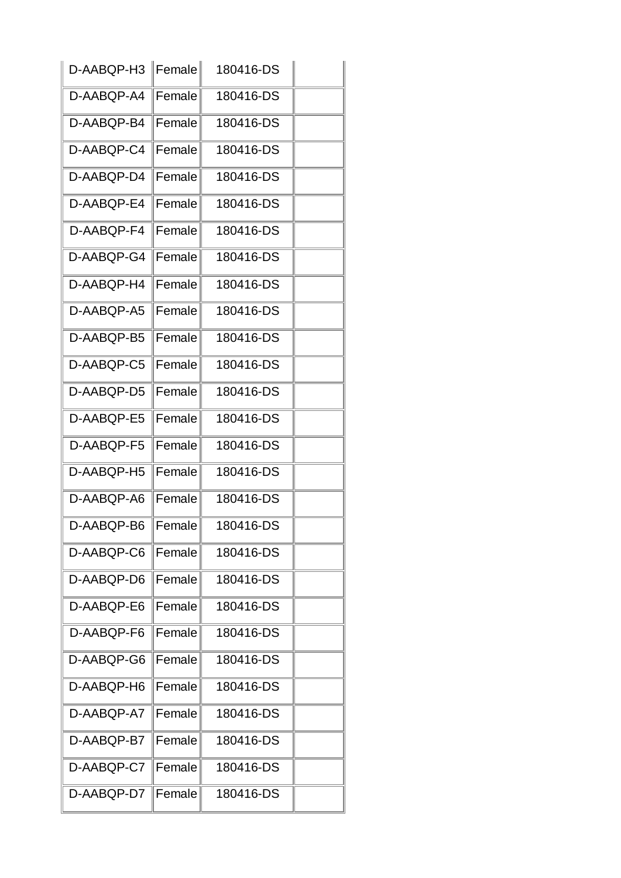| | | | |
|---|---|---|---|
| D-AABQP-H3 | Female | 180416-DS | |
| D-AABQP-A4 | Female | 180416-DS | |
| D-AABQP-B4 | Female | 180416-DS | |
| D-AABQP-C4 | Female | 180416-DS | |
| D-AABQP-D4 | Female | 180416-DS | |
| D-AABQP-E4 | Female | 180416-DS | |
| D-AABQP-F4 | Female | 180416-DS | |
| D-AABQP-G4 | Female | 180416-DS | |
| D-AABQP-H4 | Female | 180416-DS | |
| D-AABQP-A5 | Female | 180416-DS | |
| D-AABQP-B5 | Female | 180416-DS | |
| D-AABQP-C5 | Female | 180416-DS | |
| D-AABQP-D5 | Female | 180416-DS | |
| D-AABQP-E5 | Female | 180416-DS | |
| D-AABQP-F5 | Female | 180416-DS | |
| D-AABQP-H5 | Female | 180416-DS | |
| D-AABQP-A6 | Female | 180416-DS | |
| D-AABQP-B6 | Female | 180416-DS | |
| D-AABQP-C6 | Female | 180416-DS | |
| D-AABQP-D6 | Female | 180416-DS | |
| D-AABQP-E6 | Female | 180416-DS | |
| D-AABQP-F6 | Female | 180416-DS | |
| D-AABQP-G6 | Female | 180416-DS | |
| D-AABQP-H6 | Female | 180416-DS | |
| D-AABQP-A7 | Female | 180416-DS | |
| D-AABQP-B7 | Female | 180416-DS | |
| D-AABQP-C7 | Female | 180416-DS | |
| D-AABQP-D7 | Female | 180416-DS | |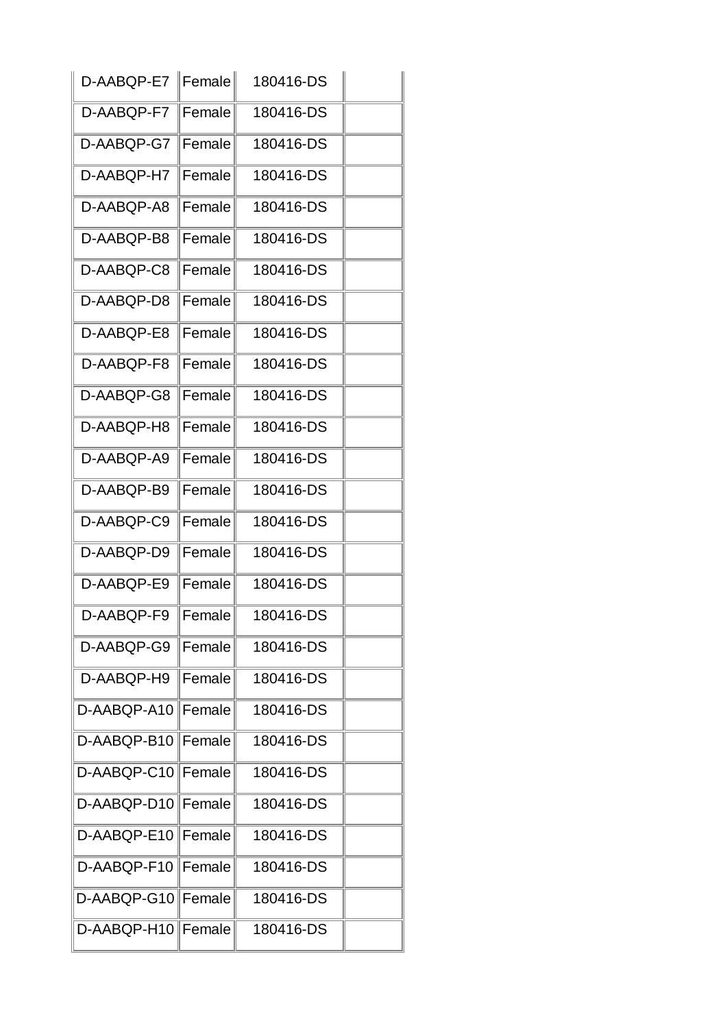| | | | |
|---|---|---|---|
| D-AABQP-E7 | Female | 180416-DS | |
| D-AABQP-F7 | Female | 180416-DS | |
| D-AABQP-G7 | Female | 180416-DS | |
| D-AABQP-H7 | Female | 180416-DS | |
| D-AABQP-A8 | Female | 180416-DS | |
| D-AABQP-B8 | Female | 180416-DS | |
| D-AABQP-C8 | Female | 180416-DS | |
| D-AABQP-D8 | Female | 180416-DS | |
| D-AABQP-E8 | Female | 180416-DS | |
| D-AABQP-F8 | Female | 180416-DS | |
| D-AABQP-G8 | Female | 180416-DS | |
| D-AABQP-H8 | Female | 180416-DS | |
| D-AABQP-A9 | Female | 180416-DS | |
| D-AABQP-B9 | Female | 180416-DS | |
| D-AABQP-C9 | Female | 180416-DS | |
| D-AABQP-D9 | Female | 180416-DS | |
| D-AABQP-E9 | Female | 180416-DS | |
| D-AABQP-F9 | Female | 180416-DS | |
| D-AABQP-G9 | Female | 180416-DS | |
| D-AABQP-H9 | Female | 180416-DS | |
| D-AABQP-A10 | Female | 180416-DS | |
| D-AABQP-B10 | Female | 180416-DS | |
| D-AABQP-C10 | Female | 180416-DS | |
| D-AABQP-D10 | Female | 180416-DS | |
| D-AABQP-E10 | Female | 180416-DS | |
| D-AABQP-F10 | Female | 180416-DS | |
| D-AABQP-G10 | Female | 180416-DS | |
| D-AABQP-H10 | Female | 180416-DS | |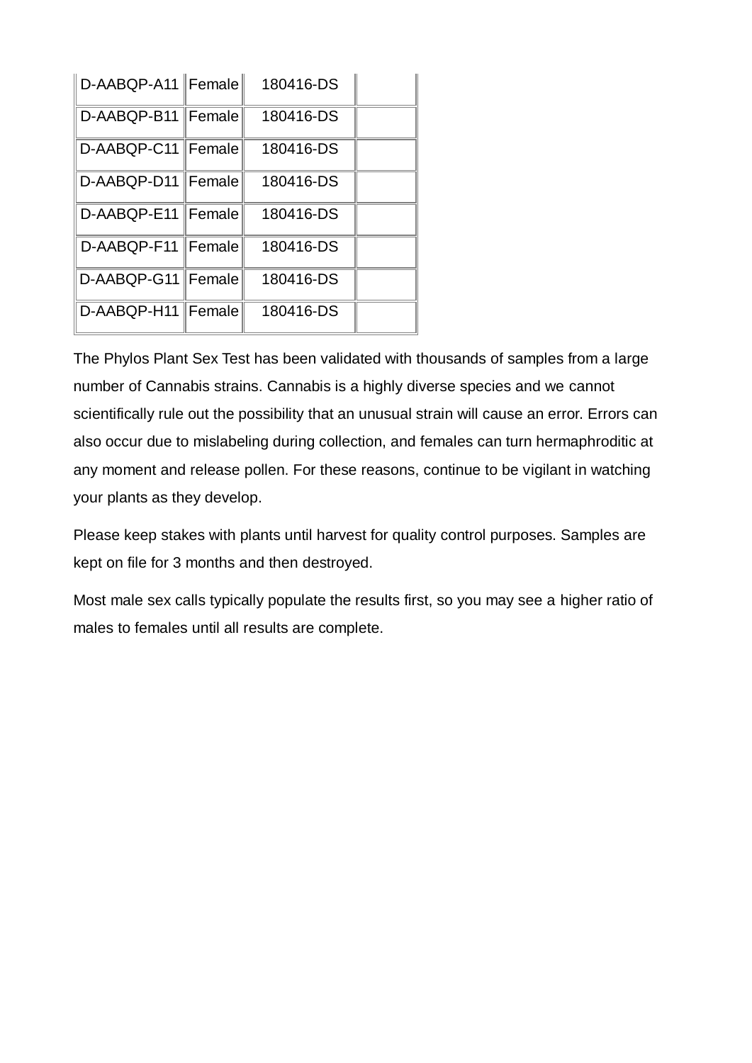| | | | |
|---|---|---|---|
| D-AABQP-A11 | Female | 180416-DS | |
| D-AABQP-B11 | Female | 180416-DS | |
| D-AABQP-C11 | Female | 180416-DS | |
| D-AABQP-D11 | Female | 180416-DS | |
| D-AABQP-E11 | Female | 180416-DS | |
| D-AABQP-F11 | Female | 180416-DS | |
| D-AABQP-G11 | Female | 180416-DS | |
| D-AABQP-H11 | Female | 180416-DS | |

The Phylos Plant Sex Test has been validated with thousands of samples from a large number of Cannabis strains. Cannabis is a highly diverse species and we cannot scientifically rule out the possibility that an unusual strain will cause an error. Errors can also occur due to mislabeling during collection, and females can turn hermaphroditic at any moment and release pollen. For these reasons, continue to be vigilant in watching your plants as they develop.

Please keep stakes with plants until harvest for quality control purposes. Samples are kept on file for 3 months and then destroyed.

Most male sex calls typically populate the results first, so you may see a higher ratio of males to females until all results are complete.